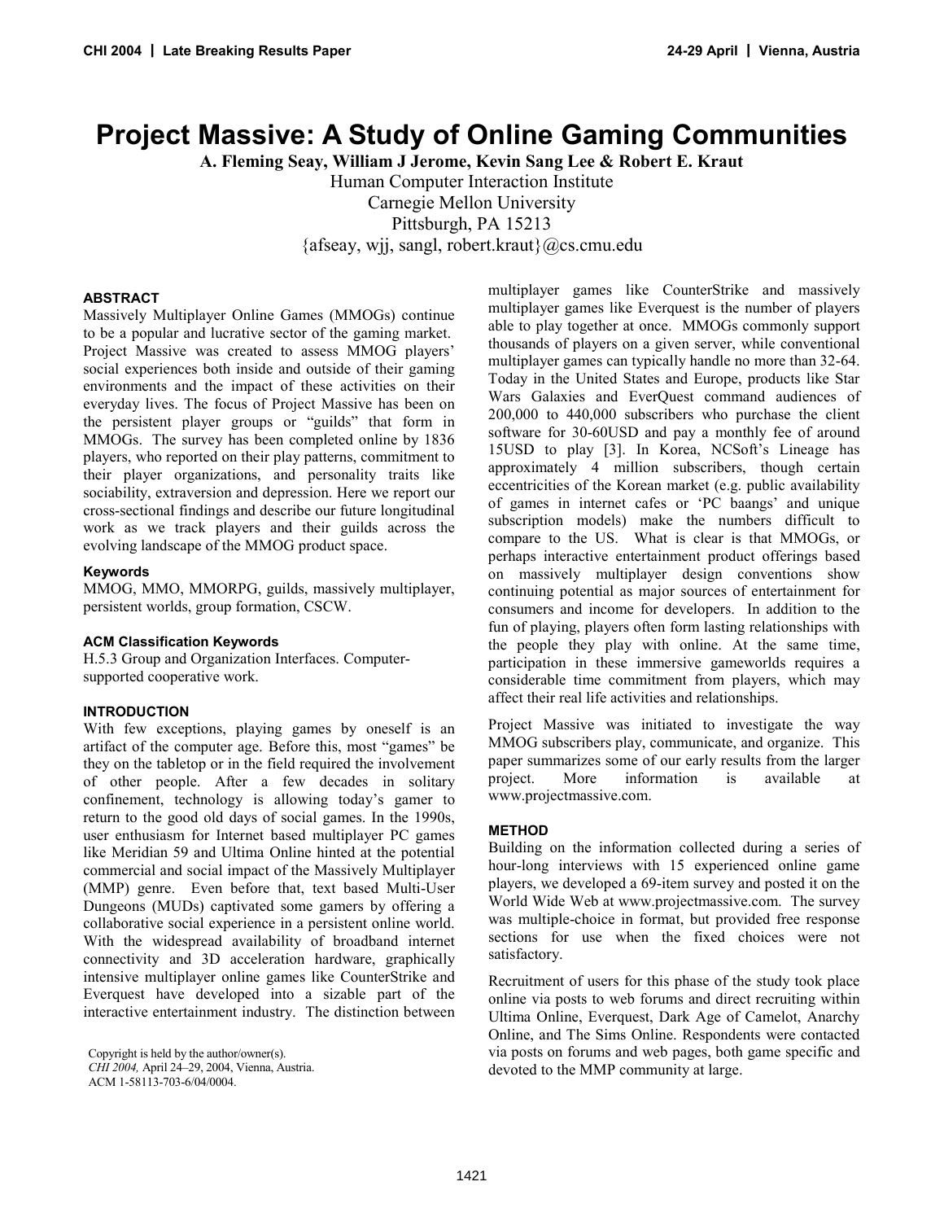# Project Massive: A Study of Online Gaming Communities

**A. Fleming Seay, William J Jerome, Kevin Sang Lee & Robert E. Kraut**

Human Computer Interaction Institute
Carnegie Mellon University
Pittsburgh, PA 15213
{afseay, wjj, sangl, robert.kraut}@cs.cmu.edu

### ABSTRACT

Massively Multiplayer Online Games (MMOGs) continue to be a popular and lucrative sector of the gaming market. Project Massive was created to assess MMOG players' social experiences both inside and outside of their gaming environments and the impact of these activities on their everyday lives. The focus of Project Massive has been on the persistent player groups or "guilds" that form in MMOGs. The survey has been completed online by 1836 players, who reported on their play patterns, commitment to their player organizations, and personality traits like sociability, extraversion and depression. Here we report our cross-sectional findings and describe our future longitudinal work as we track players and their guilds across the evolving landscape of the MMOG product space.

### Keywords

MMOG, MMO, MMORPG, guilds, massively multiplayer, persistent worlds, group formation, CSCW.

### ACM Classification Keywords

H.5.3 Group and Organization Interfaces. Computer-supported cooperative work.

### INTRODUCTION

With few exceptions, playing games by oneself is an artifact of the computer age. Before this, most "games" be they on the tabletop or in the field required the involvement of other people. After a few decades in solitary confinement, technology is allowing today's gamer to return to the good old days of social games. In the 1990s, user enthusiasm for Internet based multiplayer PC games like Meridian 59 and Ultima Online hinted at the potential commercial and social impact of the Massively Multiplayer (MMP) genre. Even before that, text based Multi-User Dungeons (MUDs) captivated some gamers by offering a collaborative social experience in a persistent online world. With the widespread availability of broadband internet connectivity and 3D acceleration hardware, graphically intensive multiplayer online games like CounterStrike and Everquest have developed into a sizable part of the interactive entertainment industry. The distinction between multiplayer games like CounterStrike and massively multiplayer games like Everquest is the number of players able to play together at once. MMOGs commonly support thousands of players on a given server, while conventional multiplayer games can typically handle no more than 32-64. Today in the United States and Europe, products like Star Wars Galaxies and EverQuest command audiences of 200,000 to 440,000 subscribers who purchase the client software for 30-60USD and pay a monthly fee of around 15USD to play [3]. In Korea, NCSoft's Lineage has approximately 4 million subscribers, though certain eccentricities of the Korean market (e.g. public availability of games in internet cafes or 'PC baangs' and unique subscription models) make the numbers difficult to compare to the US. What is clear is that MMOGs, or perhaps interactive entertainment product offerings based on massively multiplayer design conventions show continuing potential as major sources of entertainment for consumers and income for developers. In addition to the fun of playing, players often form lasting relationships with the people they play with online. At the same time, participation in these immersive gameworlds requires a considerable time commitment from players, which may affect their real life activities and relationships.

Project Massive was initiated to investigate the way MMOG subscribers play, communicate, and organize. This paper summarizes some of our early results from the larger project. More information is available at www.projectmassive.com.

### METHOD

Building on the information collected during a series of hour-long interviews with 15 experienced online game players, we developed a 69-item survey and posted it on the World Wide Web at www.projectmassive.com. The survey was multiple-choice in format, but provided free response sections for use when the fixed choices were not satisfactory.

Recruitment of users for this phase of the study took place online via posts to web forums and direct recruiting within Ultima Online, Everquest, Dark Age of Camelot, Anarchy Online, and The Sims Online. Respondents were contacted via posts on forums and web pages, both game specific and devoted to the MMP community at large.

Copyright is held by the author/owner(s).
*CHI 2004,* April 24–29, 2004, Vienna, Austria.
ACM 1-58113-703-6/04/0004.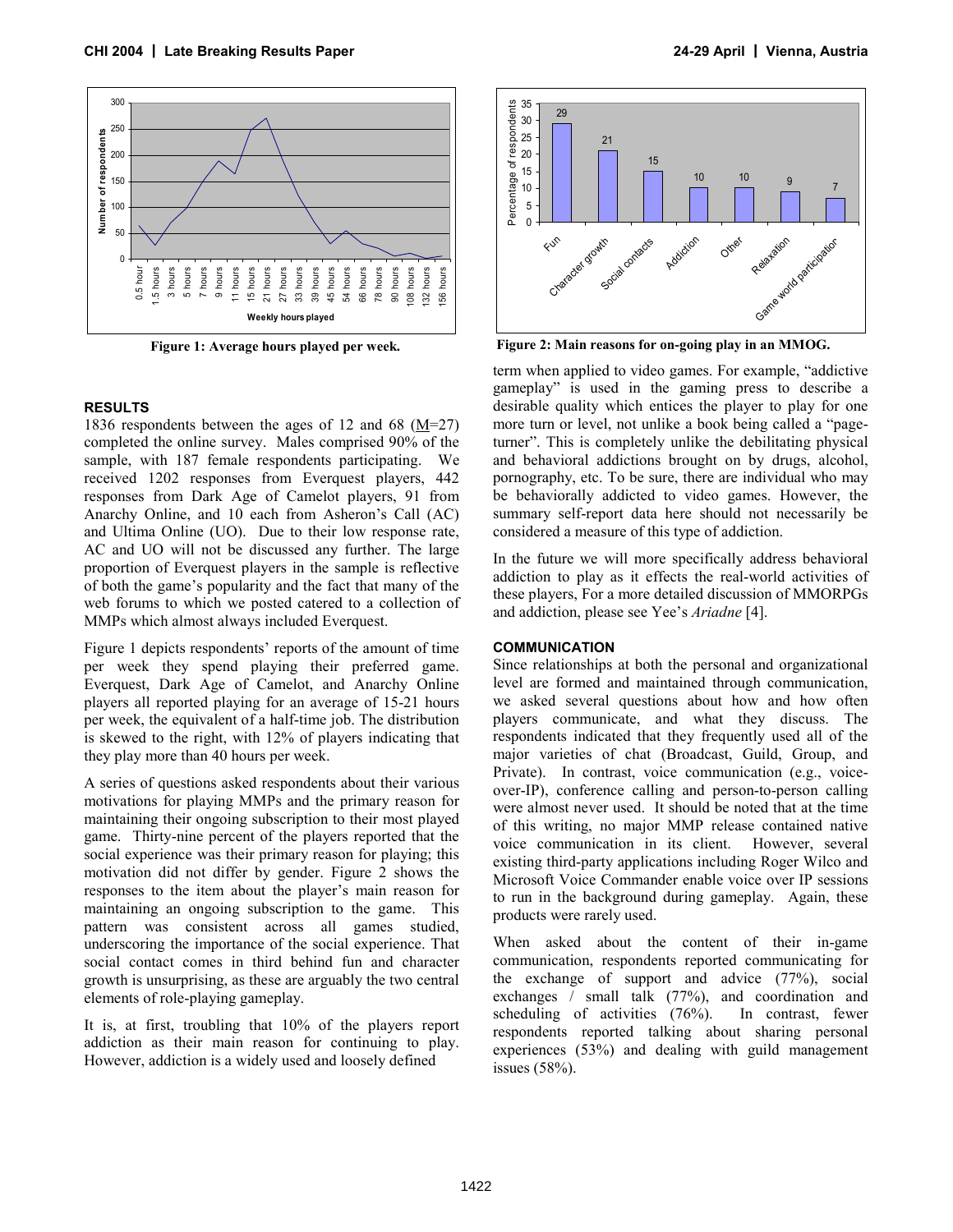Figure 1: Average hours played per week.

Figure 2: Main reasons for on-going play in an MMOG.

## RESULTS

1836 respondents between the ages of 12 and 68 (M=27) completed the online survey. Males comprised 90% of the sample, with 187 female respondents participating. We received 1202 responses from Everquest players, 442 responses from Dark Age of Camelot players, 91 from Anarchy Online, and 10 each from Asheron's Call (AC) and Ultima Online (UO). Due to their low response rate, AC and UO will not be discussed any further. The large proportion of Everquest players in the sample is reflective of both the game's popularity and the fact that many of the web forums to which we posted catered to a collection of MMPs which almost always included Everquest.

Figure 1 depicts respondents' reports of the amount of time per week they spend playing their preferred game. Everquest, Dark Age of Camelot, and Anarchy Online players all reported playing for an average of 15-21 hours per week, the equivalent of a half-time job. The distribution is skewed to the right, with 12% of players indicating that they play more than 40 hours per week.

A series of questions asked respondents about their various motivations for playing MMPs and the primary reason for maintaining their ongoing subscription to their most played game. Thirty-nine percent of the players reported that the social experience was their primary reason for playing; this motivation did not differ by gender. Figure 2 shows the responses to the item about the player's main reason for maintaining an ongoing subscription to the game. This pattern was consistent across all games studied, underscoring the importance of the social experience. That social contact comes in third behind fun and character growth is unsurprising, as these are arguably the two central elements of role-playing gameplay.

It is, at first, troubling that 10% of the players report addiction as their main reason for continuing to play. However, addiction is a widely used and loosely defined term when applied to video games. For example, "addictive gameplay" is used in the gaming press to describe a desirable quality which entices the player to play for one more turn or level, not unlike a book being called a "page-turner". This is completely unlike the debilitating physical and behavioral addictions brought on by drugs, alcohol, pornography, etc. To be sure, there are individual who may be behaviorally addicted to video games. However, the summary self-report data here should not necessarily be considered a measure of this type of addiction.

In the future we will more specifically address behavioral addiction to play as it effects the real-world activities of these players, For a more detailed discussion of MMORPGs and addiction, please see Yee's *Ariadne* [4].

## COMMUNICATION

Since relationships at both the personal and organizational level are formed and maintained through communication, we asked several questions about how and how often players communicate, and what they discuss. The respondents indicated that they frequently used all of the major varieties of chat (Broadcast, Guild, Group, and Private). In contrast, voice communication (e.g., voice-over-IP), conference calling and person-to-person calling were almost never used. It should be noted that at the time of this writing, no major MMP release contained native voice communication in its client. However, several existing third-party applications including Roger Wilco and Microsoft Voice Commander enable voice over IP sessions to run in the background during gameplay. Again, these products were rarely used.

When asked about the content of their in-game communication, respondents reported communicating for the exchange of support and advice (77%), social exchanges / small talk (77%), and coordination and scheduling of activities (76%). In contrast, fewer respondents reported talking about sharing personal experiences (53%) and dealing with guild management issues (58%).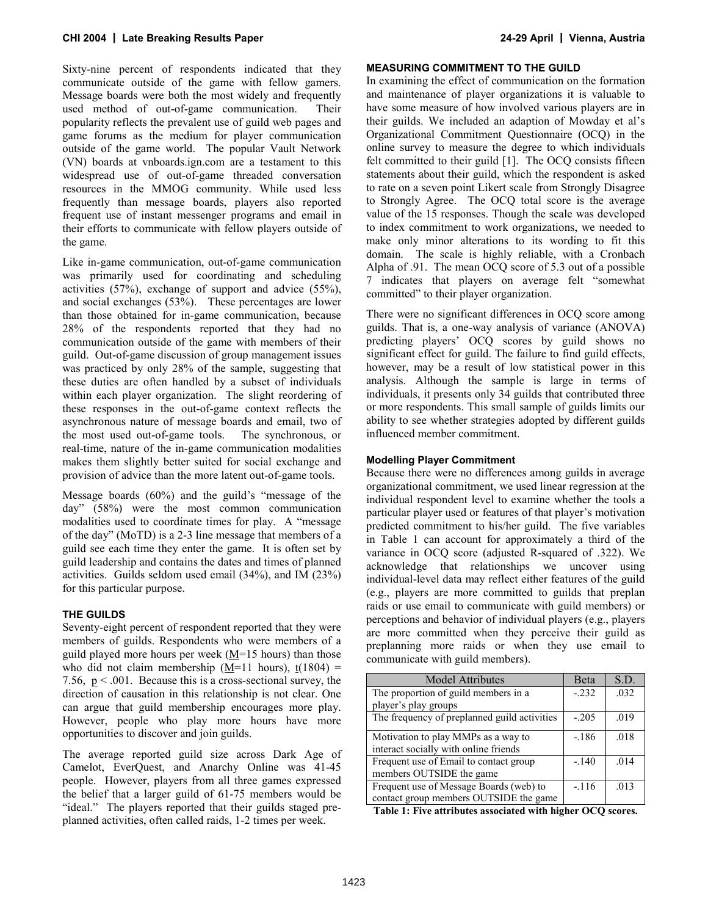Sixty-nine percent of respondents indicated that they communicate outside of the game with fellow gamers. Message boards were both the most widely and frequently used method of out-of-game communication. Their popularity reflects the prevalent use of guild web pages and game forums as the medium for player communication outside of the game world. The popular Vault Network (VN) boards at vnboards.ign.com are a testament to this widespread use of out-of-game threaded conversation resources in the MMOG community. While used less frequently than message boards, players also reported frequent use of instant messenger programs and email in their efforts to communicate with fellow players outside of the game.

Like in-game communication, out-of-game communication was primarily used for coordinating and scheduling activities (57%), exchange of support and advice (55%), and social exchanges (53%). These percentages are lower than those obtained for in-game communication, because 28% of the respondents reported that they had no communication outside of the game with members of their guild. Out-of-game discussion of group management issues was practiced by only 28% of the sample, suggesting that these duties are often handled by a subset of individuals within each player organization. The slight reordering of these responses in the out-of-game context reflects the asynchronous nature of message boards and email, two of the most used out-of-game tools. The synchronous, or real-time, nature of the in-game communication modalities makes them slightly better suited for social exchange and provision of advice than the more latent out-of-game tools.

Message boards (60%) and the guild's "message of the day" (58%) were the most common communication modalities used to coordinate times for play. A "message of the day" (MoTD) is a 2-3 line message that members of a guild see each time they enter the game. It is often set by guild leadership and contains the dates and times of planned activities. Guilds seldom used email (34%), and IM (23%) for this particular purpose.

## THE GUILDS

Seventy-eight percent of respondent reported that they were members of guilds. Respondents who were members of a guild played more hours per week ($M$=15 hours) than those who did not claim membership ($M$=11 hours), $t(1804) = 7.56$, $p < .001$. Because this is a cross-sectional survey, the direction of causation in this relationship is not clear. One can argue that guild membership encourages more play. However, people who play more hours have more opportunities to discover and join guilds.

The average reported guild size across Dark Age of Camelot, EverQuest, and Anarchy Online was 41-45 people. However, players from all three games expressed the belief that a larger guild of 61-75 members would be "ideal." The players reported that their guilds staged pre-planned activities, often called raids, 1-2 times per week.

## MEASURING COMMITMENT TO THE GUILD

In examining the effect of communication on the formation and maintenance of player organizations it is valuable to have some measure of how involved various players are in their guilds. We included an adaption of Mowday et al's Organizational Commitment Questionnaire (OCQ) in the online survey to measure the degree to which individuals felt committed to their guild [1]. The OCQ consists fifteen statements about their guild, which the respondent is asked to rate on a seven point Likert scale from Strongly Disagree to Strongly Agree. The OCQ total score is the average value of the 15 responses. Though the scale was developed to index commitment to work organizations, we needed to make only minor alterations to its wording to fit this domain. The scale is highly reliable, with a Cronbach Alpha of .91. The mean OCQ score of 5.3 out of a possible 7 indicates that players on average felt "somewhat committed" to their player organization.

There were no significant differences in OCQ score among guilds. That is, a one-way analysis of variance (ANOVA) predicting players' OCQ scores by guild shows no significant effect for guild. The failure to find guild effects, however, may be a result of low statistical power in this analysis. Although the sample is large in terms of individuals, it presents only 34 guilds that contributed three or more respondents. This small sample of guilds limits our ability to see whether strategies adopted by different guilds influenced member commitment.

### Modelling Player Commitment

Because there were no differences among guilds in average organizational commitment, we used linear regression at the individual respondent level to examine whether the tools a particular player used or features of that player's motivation predicted commitment to his/her guild. The five variables in Table 1 can account for approximately a third of the variance in OCQ score (adjusted R-squared of .322). We acknowledge that relationships we uncover using individual-level data may reflect either features of the guild (e.g., players are more committed to guilds that preplan raids or use email to communicate with guild members) or perceptions and behavior of individual players (e.g., players are more committed when they perceive their guild as preplanning more raids or when they use email to communicate with guild members).

| Model Attributes | Beta | S.D. |
|---|---|---|
| The proportion of guild members in a player's play groups | -.232 | .032 |
| The frequency of preplanned guild activities | -.205 | .019 |
| Motivation to play MMPs as a way to interact socially with online friends | -.186 | .018 |
| Frequent use of Email to contact group members OUTSIDE the game | -.140 | .014 |
| Frequent use of Message Boards (web) to contact group members OUTSIDE the game | -.116 | .013 |

**Table 1: Five attributes associated with higher OCQ scores.**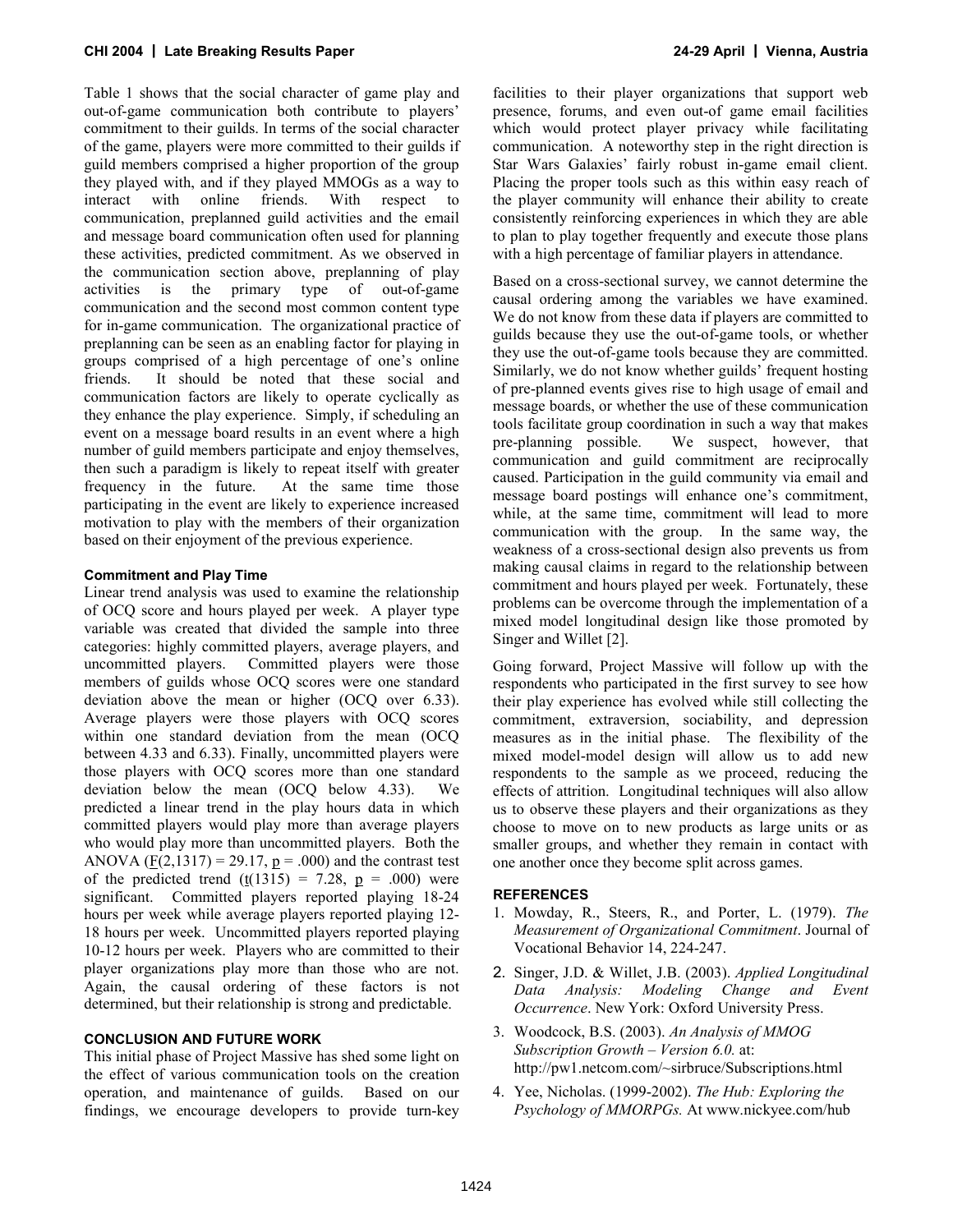Table 1 shows that the social character of game play and out-of-game communication both contribute to players' commitment to their guilds. In terms of the social character of the game, players were more committed to their guilds if guild members comprised a higher proportion of the group they played with, and if they played MMOGs as a way to interact with online friends. With respect to communication, preplanned guild activities and the email and message board communication often used for planning these activities, predicted commitment. As we observed in the communication section above, preplanning of play activities is the primary type of out-of-game communication and the second most common content type for in-game communication. The organizational practice of preplanning can be seen as an enabling factor for playing in groups comprised of a high percentage of one's online friends. It should be noted that these social and communication factors are likely to operate cyclically as they enhance the play experience. Simply, if scheduling an event on a message board results in an event where a high number of guild members participate and enjoy themselves, then such a paradigm is likely to repeat itself with greater frequency in the future. At the same time those participating in the event are likely to experience increased motivation to play with the members of their organization based on their enjoyment of the previous experience.

### Commitment and Play Time

Linear trend analysis was used to examine the relationship of OCQ score and hours played per week. A player type variable was created that divided the sample into three categories: highly committed players, average players, and uncommitted players. Committed players were those members of guilds whose OCQ scores were one standard deviation above the mean or higher (OCQ over 6.33). Average players were those players with OCQ scores within one standard deviation from the mean (OCQ between 4.33 and 6.33). Finally, uncommitted players were those players with OCQ scores more than one standard deviation below the mean (OCQ below 4.33). We predicted a linear trend in the play hours data in which committed players would play more than average players who would play more than uncommitted players. Both the ANOVA ($F(2,1317) = 29.17$, $p = .000$) and the contrast test of the predicted trend ($t(1315) = 7.28$, $p = .000$) were significant. Committed players reported playing 18-24 hours per week while average players reported playing 12-18 hours per week. Uncommitted players reported playing 10-12 hours per week. Players who are committed to their player organizations play more than those who are not. Again, the causal ordering of these factors is not determined, but their relationship is strong and predictable.

## CONCLUSION AND FUTURE WORK

This initial phase of Project Massive has shed some light on the effect of various communication tools on the creation operation, and maintenance of guilds. Based on our findings, we encourage developers to provide turn-key facilities to their player organizations that support web presence, forums, and even out-of game email facilities which would protect player privacy while facilitating communication. A noteworthy step in the right direction is Star Wars Galaxies' fairly robust in-game email client. Placing the proper tools such as this within easy reach of the player community will enhance their ability to create consistently reinforcing experiences in which they are able to plan to play together frequently and execute those plans with a high percentage of familiar players in attendance.

Based on a cross-sectional survey, we cannot determine the causal ordering among the variables we have examined. We do not know from these data if players are committed to guilds because they use the out-of-game tools, or whether they use the out-of-game tools because they are committed. Similarly, we do not know whether guilds' frequent hosting of pre-planned events gives rise to high usage of email and message boards, or whether the use of these communication tools facilitate group coordination in such a way that makes pre-planning possible. We suspect, however, that communication and guild commitment are reciprocally caused. Participation in the guild community via email and message board postings will enhance one's commitment, while, at the same time, commitment will lead to more communication with the group. In the same way, the weakness of a cross-sectional design also prevents us from making causal claims in regard to the relationship between commitment and hours played per week. Fortunately, these problems can be overcome through the implementation of a mixed model longitudinal design like those promoted by Singer and Willet [2].

Going forward, Project Massive will follow up with the respondents who participated in the first survey to see how their play experience has evolved while still collecting the commitment, extraversion, sociability, and depression measures as in the initial phase. The flexibility of the mixed model-model design will allow us to add new respondents to the sample as we proceed, reducing the effects of attrition. Longitudinal techniques will also allow us to observe these players and their organizations as they choose to move on to new products as large units or as smaller groups, and whether they remain in contact with one another once they become split across games.

## REFERENCES

1. Mowday, R., Steers, R., and Porter, L. (1979). *The Measurement of Organizational Commitment*. Journal of Vocational Behavior 14, 224-247.
2. Singer, J.D. & Willet, J.B. (2003). *Applied Longitudinal Data Analysis: Modeling Change and Event Occurrence*. New York: Oxford University Press.
3. Woodcock, B.S. (2003). *An Analysis of MMOG Subscription Growth – Version 6.0.* at: http://pw1.netcom.com/~sirbruce/Subscriptions.html
4. Yee, Nicholas. (1999-2002). *The Hub: Exploring the Psychology of MMORPGs.* At www.nickyee.com/hub